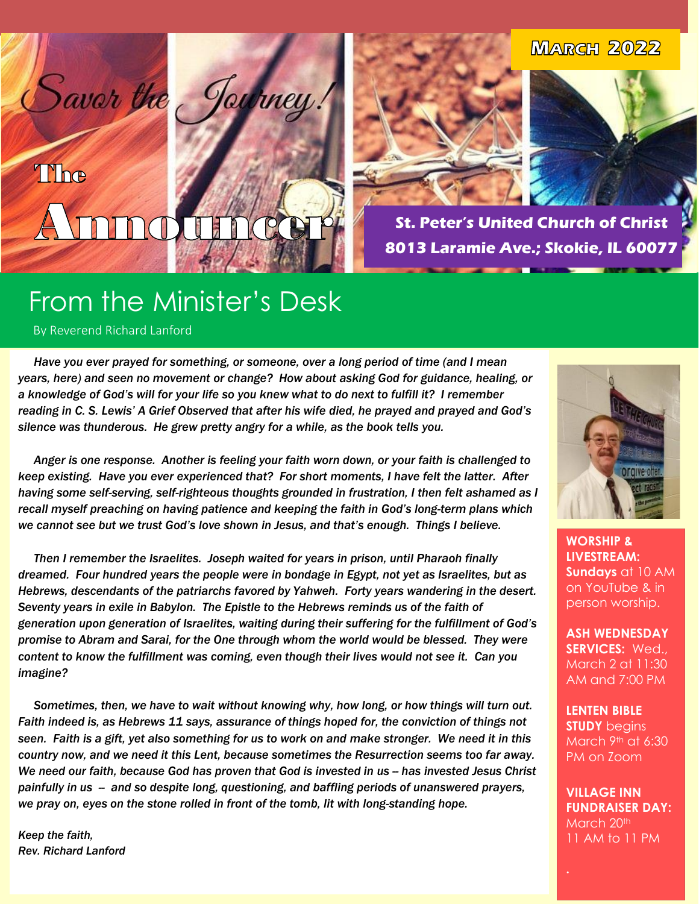# The Announcer

Savor the Journey!

**March 2022**

**St. Peter's United Church of Christ**
**8013 Laramie Ave.; Skokie, IL 60077**

## From the Minister's Desk

By Reverend Richard Lanford

*Have you ever prayed for something, or someone, over a long period of time (and I mean years, here) and seen no movement or change? How about asking God for guidance, healing, or a knowledge of God's will for your life so you knew what to do next to fulfill it? I remember reading in C. S. Lewis' A Grief Observed that after his wife died, he prayed and prayed and God's silence was thunderous. He grew pretty angry for a while, as the book tells you.*

*Anger is one response. Another is feeling your faith worn down, or your faith is challenged to keep existing. Have you ever experienced that? For short moments, I have felt the latter. After having some self-serving, self-righteous thoughts grounded in frustration, I then felt ashamed as I recall myself preaching on having patience and keeping the faith in God's long-term plans which we cannot see but we trust God's love shown in Jesus, and that's enough. Things I believe.*

*Then I remember the Israelites. Joseph waited for years in prison, until Pharaoh finally dreamed. Four hundred years the people were in bondage in Egypt, not yet as Israelites, but as Hebrews, descendants of the patriarchs favored by Yahweh. Forty years wandering in the desert. Seventy years in exile in Babylon. The Epistle to the Hebrews reminds us of the faith of generation upon generation of Israelites, waiting during their suffering for the fulfillment of God's promise to Abram and Sarai, for the One through whom the world would be blessed. They were content to know the fulfillment was coming, even though their lives would not see it. Can you imagine?*

*Sometimes, then, we have to wait without knowing why, how long, or how things will turn out. Faith indeed is, as Hebrews 11 says, assurance of things hoped for, the conviction of things not seen. Faith is a gift, yet also something for us to work on and make stronger. We need it in this country now, and we need it this Lent, because sometimes the Resurrection seems too far away. We need our faith, because God has proven that God is invested in us – has invested Jesus Christ painfully in us – and so despite long, questioning, and baffling periods of unanswered prayers, we pray on, eyes on the stone rolled in front of the tomb, lit with long-standing hope.*

*Keep the faith,*
*Rev. Richard Lanford*

**WORSHIP & LIVESTREAM:** **Sundays** at 10 AM on YouTube & in person worship.

**ASH WEDNESDAY SERVICES:** Wed., March 2 at 11:30 AM and 7:00 PM

**LENTEN BIBLE STUDY** begins March 9th at 6:30 PM on Zoom

**VILLAGE INN FUNDRAISER DAY:** March 20th 11 AM to 11 PM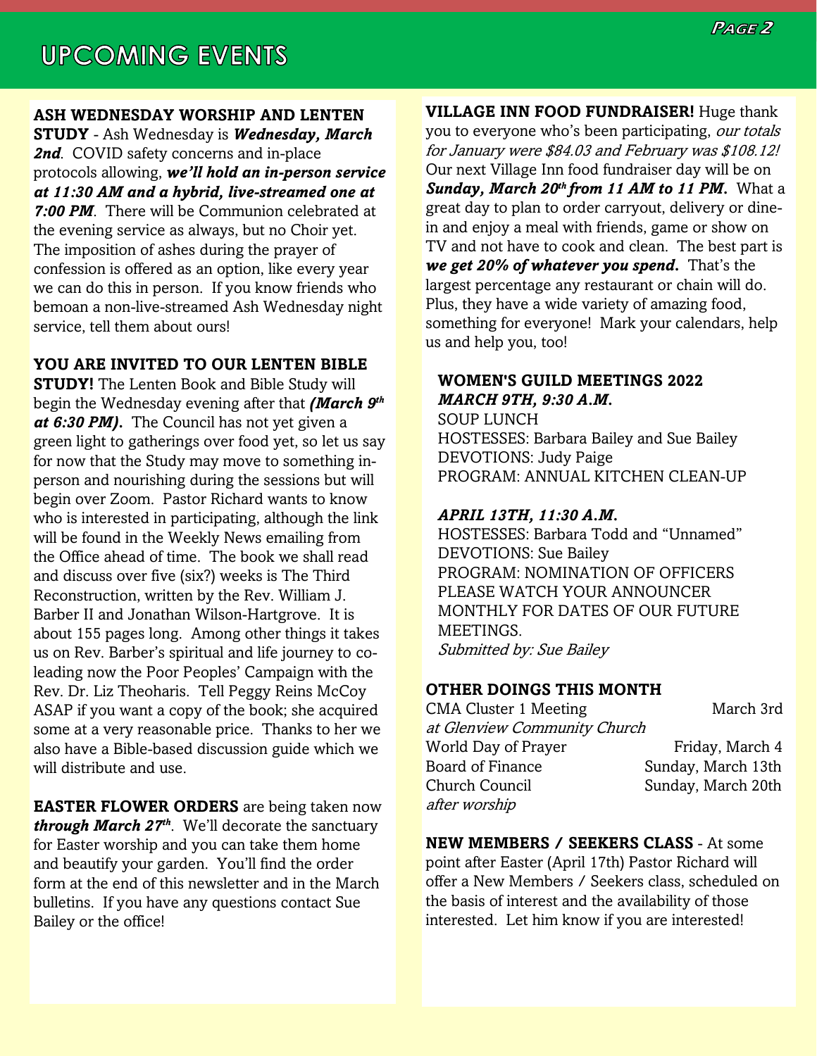# UPCOMING EVENTS

**ASH WEDNESDAY WORSHIP AND LENTEN STUDY** - Ash Wednesday is ***Wednesday, March 2nd***. COVID safety concerns and in-place protocols allowing, ***we'll hold an in-person service at 11:30 AM and a hybrid, live-streamed one at 7:00 PM***. There will be Communion celebrated at the evening service as always, but no Choir yet. The imposition of ashes during the prayer of confession is offered as an option, like every year we can do this in person. If you know friends who bemoan a non-live-streamed Ash Wednesday night service, tell them about ours!

**YOU ARE INVITED TO OUR LENTEN BIBLE STUDY!** The Lenten Book and Bible Study will begin the Wednesday evening after that ***(March 9th at 6:30 PM).*** The Council has not yet given a green light to gatherings over food yet, so let us say for now that the Study may move to something in-person and nourishing during the sessions but will begin over Zoom. Pastor Richard wants to know who is interested in participating, although the link will be found in the Weekly News emailing from the Office ahead of time. The book we shall read and discuss over five (six?) weeks is The Third Reconstruction, written by the Rev. William J. Barber II and Jonathan Wilson-Hartgrove. It is about 155 pages long. Among other things it takes us on Rev. Barber's spiritual and life journey to co-leading now the Poor Peoples' Campaign with the Rev. Dr. Liz Theoharis. Tell Peggy Reins McCoy ASAP if you want a copy of the book; she acquired some at a very reasonable price. Thanks to her we also have a Bible-based discussion guide which we will distribute and use.

**EASTER FLOWER ORDERS** are being taken now ***through March 27th***. We'll decorate the sanctuary for Easter worship and you can take them home and beautify your garden. You'll find the order form at the end of this newsletter and in the March bulletins. If you have any questions contact Sue Bailey or the office!

**VILLAGE INN FOOD FUNDRAISER!** Huge thank you to everyone who's been participating, *our totals for January were $84.03 and February was $108.12!* Our next Village Inn food fundraiser day will be on ***Sunday, March 20th from 11 AM to 11 PM.*** What a great day to plan to order carryout, delivery or dine-in and enjoy a meal with friends, game or show on TV and not have to cook and clean. The best part is ***we get 20% of whatever you spend.*** That's the largest percentage any restaurant or chain will do. Plus, they have a wide variety of amazing food, something for everyone! Mark your calendars, help us and help you, too!

**WOMEN'S GUILD MEETINGS 2022**

***MARCH 9TH, 9:30 A.M.***
SOUP LUNCH
HOSTESSES: Barbara Bailey and Sue Bailey
DEVOTIONS: Judy Paige
PROGRAM: ANNUAL KITCHEN CLEAN-UP

***APRIL 13TH, 11:30 A.M.***
HOSTESSES: Barbara Todd and "Unnamed"
DEVOTIONS: Sue Bailey
PROGRAM: NOMINATION OF OFFICERS
PLEASE WATCH YOUR ANNOUNCER MONTHLY FOR DATES OF OUR FUTURE MEETINGS.
*Submitted by: Sue Bailey*

**OTHER DOINGS THIS MONTH**

| | |
|---|---|
| CMA Cluster 1 Meeting *at Glenview Community Church* | March 3rd |
| World Day of Prayer | Friday, March 4 |
| Board of Finance | Sunday, March 13th |
| Church Council *after worship* | Sunday, March 20th |

**NEW MEMBERS / SEEKERS CLASS** - At some point after Easter (April 17th) Pastor Richard will offer a New Members / Seekers class, scheduled on the basis of interest and the availability of those interested. Let him know if you are interested!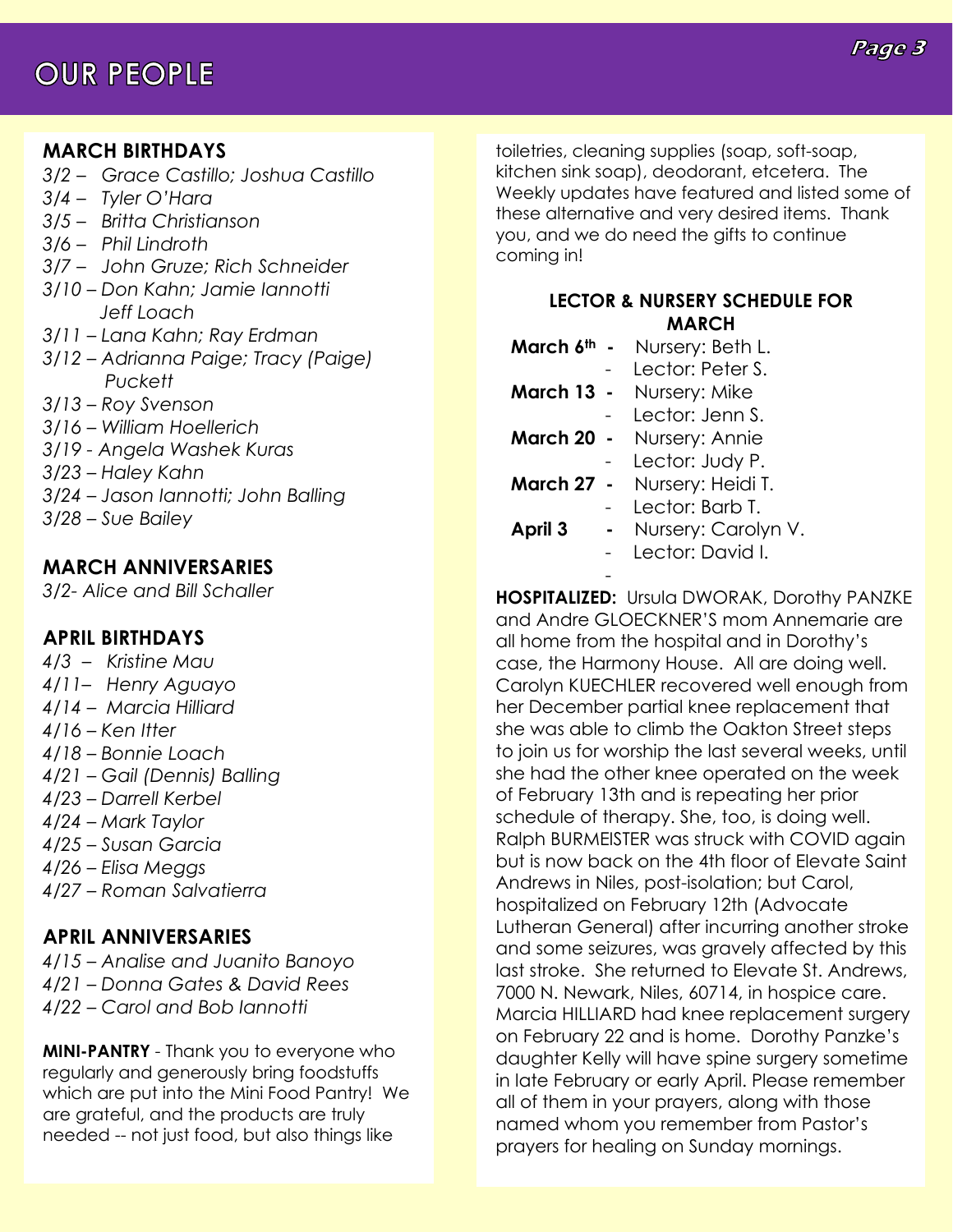# OUR PEOPLE

## MARCH BIRTHDAYS

*3/2 – Grace Castillo; Joshua Castillo*
*3/4 – Tyler O'Hara*
*3/5 – Britta Christianson*
*3/6 – Phil Lindroth*
*3/7 – John Gruze; Rich Schneider*
*3/10 – Don Kahn; Jamie Iannotti Jeff Loach*
*3/11 – Lana Kahn; Ray Erdman*
*3/12 – Adrianna Paige; Tracy (Paige) Puckett*
*3/13 – Roy Svenson*
*3/16 – William Hoellerich*
*3/19 - Angela Washek Kuras*
*3/23 – Haley Kahn*
*3/24 – Jason Iannotti; John Balling*
*3/28 – Sue Bailey*

## MARCH ANNIVERSARIES

*3/2- Alice and Bill Schaller*

## APRIL BIRTHDAYS

*4/3 – Kristine Mau*
*4/11– Henry Aguayo*
*4/14 – Marcia Hilliard*
*4/16 – Ken Itter*
*4/18 – Bonnie Loach*
*4/21 – Gail (Dennis) Balling*
*4/23 – Darrell Kerbel*
*4/24 – Mark Taylor*
*4/25 – Susan Garcia*
*4/26 – Elisa Meggs*
*4/27 – Roman Salvatierra*

## APRIL ANNIVERSARIES

*4/15 – Analise and Juanito Banoyo*
*4/21 – Donna Gates & David Rees*
*4/22 – Carol and Bob Iannotti*

**MINI-PANTRY** - Thank you to everyone who regularly and generously bring foodstuffs which are put into the Mini Food Pantry! We are grateful, and the products are truly needed -- not just food, but also things like toiletries, cleaning supplies (soap, soft-soap, kitchen sink soap), deodorant, etcetera. The Weekly updates have featured and listed some of these alternative and very desired items. Thank you, and we do need the gifts to continue coming in!

### LECTOR & NURSERY SCHEDULE FOR MARCH

**March 6th** - Nursery: Beth L.
- Lector: Peter S.

**March 13** - Nursery: Mike
- Lector: Jenn S.

**March 20** - Nursery: Annie
- Lector: Judy P.

**March 27** - Nursery: Heidi T.
- Lector: Barb T.

**April 3** - Nursery: Carolyn V.
- Lector: David I.

**HOSPITALIZED:** Ursula DWORAK, Dorothy PANZKE and Andre GLOECKNER'S mom Annemarie are all home from the hospital and in Dorothy's case, the Harmony House. All are doing well. Carolyn KUECHLER recovered well enough from her December partial knee replacement that she was able to climb the Oakton Street steps to join us for worship the last several weeks, until she had the other knee operated on the week of February 13th and is repeating her prior schedule of therapy. She, too, is doing well. Ralph BURMEISTER was struck with COVID again but is now back on the 4th floor of Elevate Saint Andrews in Niles, post-isolation; but Carol, hospitalized on February 12th (Advocate Lutheran General) after incurring another stroke and some seizures, was gravely affected by this last stroke. She returned to Elevate St. Andrews, 7000 N. Newark, Niles, 60714, in hospice care. Marcia HILLIARD had knee replacement surgery on February 22 and is home. Dorothy Panzke's daughter Kelly will have spine surgery sometime in late February or early April. Please remember all of them in your prayers, along with those named whom you remember from Pastor's prayers for healing on Sunday mornings.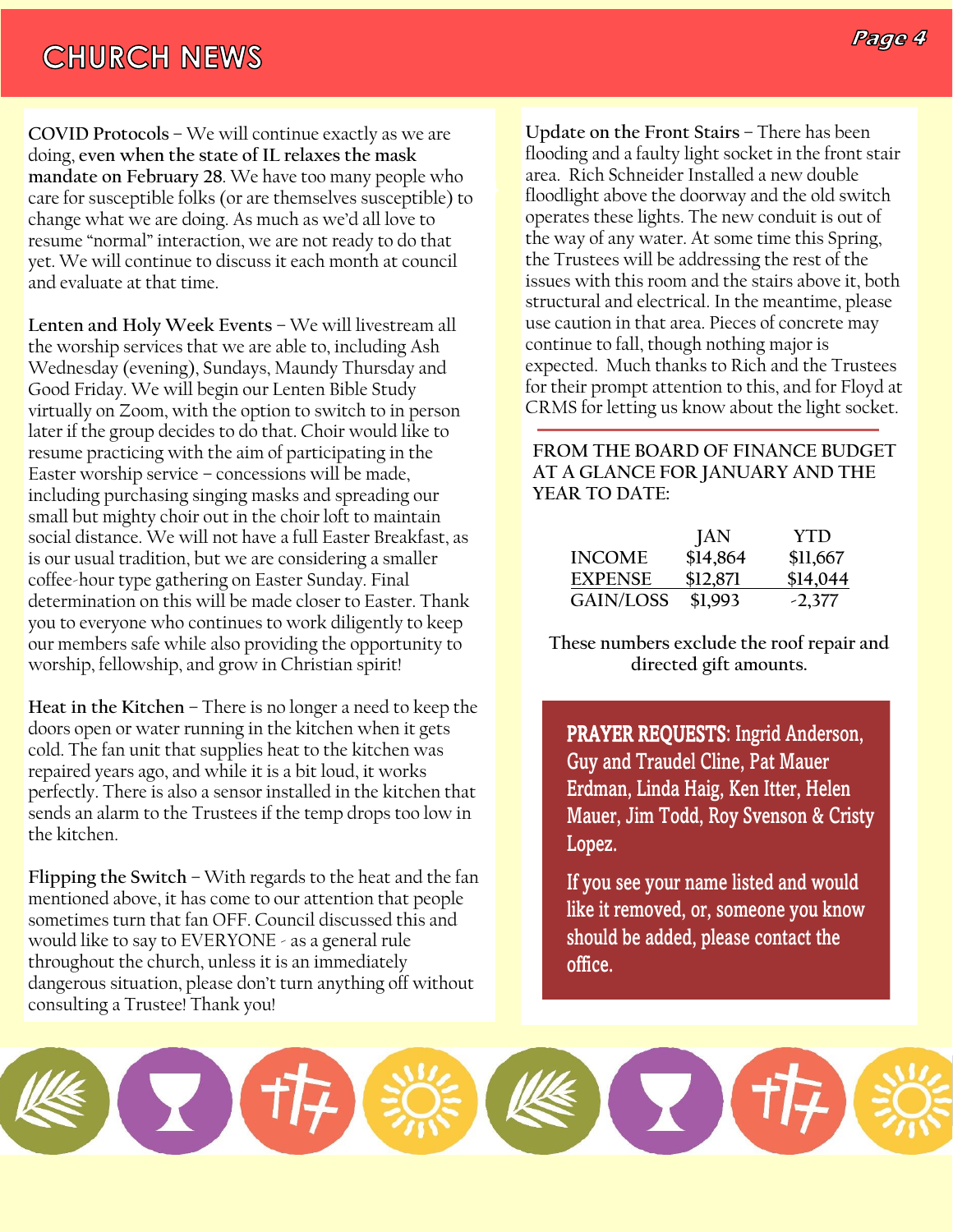# CHURCH NEWS

**COVID Protocols** – We will continue exactly as we are doing, **even when the state of IL relaxes the mask mandate on February 28**. We have too many people who care for susceptible folks (or are themselves susceptible) to change what we are doing. As much as we'd all love to resume "normal" interaction, we are not ready to do that yet. We will continue to discuss it each month at council and evaluate at that time.

**Lenten and Holy Week Events** – We will livestream all the worship services that we are able to, including Ash Wednesday (evening), Sundays, Maundy Thursday and Good Friday. We will begin our Lenten Bible Study virtually on Zoom, with the option to switch to in person later if the group decides to do that. Choir would like to resume practicing with the aim of participating in the Easter worship service – concessions will be made, including purchasing singing masks and spreading our small but mighty choir out in the choir loft to maintain social distance. We will not have a full Easter Breakfast, as is our usual tradition, but we are considering a smaller coffee-hour type gathering on Easter Sunday. Final determination on this will be made closer to Easter. Thank you to everyone who continues to work diligently to keep our members safe while also providing the opportunity to worship, fellowship, and grow in Christian spirit!

**Heat in the Kitchen** – There is no longer a need to keep the doors open or water running in the kitchen when it gets cold. The fan unit that supplies heat to the kitchen was repaired years ago, and while it is a bit loud, it works perfectly. There is also a sensor installed in the kitchen that sends an alarm to the Trustees if the temp drops too low in the kitchen.

**Flipping the Switch** – With regards to the heat and the fan mentioned above, it has come to our attention that people sometimes turn that fan OFF. Council discussed this and would like to say to EVERYONE - as a general rule throughout the church, unless it is an immediately dangerous situation, please don't turn anything off without consulting a Trustee! Thank you!

**Update on the Front Stairs** – There has been flooding and a faulty light socket in the front stair area. Rich Schneider Installed a new double floodlight above the doorway and the old switch operates these lights. The new conduit is out of the way of any water. At some time this Spring, the Trustees will be addressing the rest of the issues with this room and the stairs above it, both structural and electrical. In the meantime, please use caution in that area. Pieces of concrete may continue to fall, though nothing major is expected. Much thanks to Rich and the Trustees for their prompt attention to this, and for Floyd at CRMS for letting us know about the light socket.

FROM THE BOARD OF FINANCE BUDGET AT A GLANCE FOR JANUARY AND THE YEAR TO DATE:

| | JAN | YTD |
|---|---|---|
| INCOME | $14,864 | $11,667 |
| EXPENSE | $12,871 | $14,044 |
| GAIN/LOSS | $1,993 | -2,377 |

**These numbers exclude the roof repair and directed gift amounts.**

**PRAYER REQUESTS**: Ingrid Anderson, Guy and Traudel Cline, Pat Mauer Erdman, Linda Haig, Ken Itter, Helen Mauer, Jim Todd, Roy Svenson & Cristy Lopez.

If you see your name listed and would like it removed, or, someone you know should be added, please contact the office.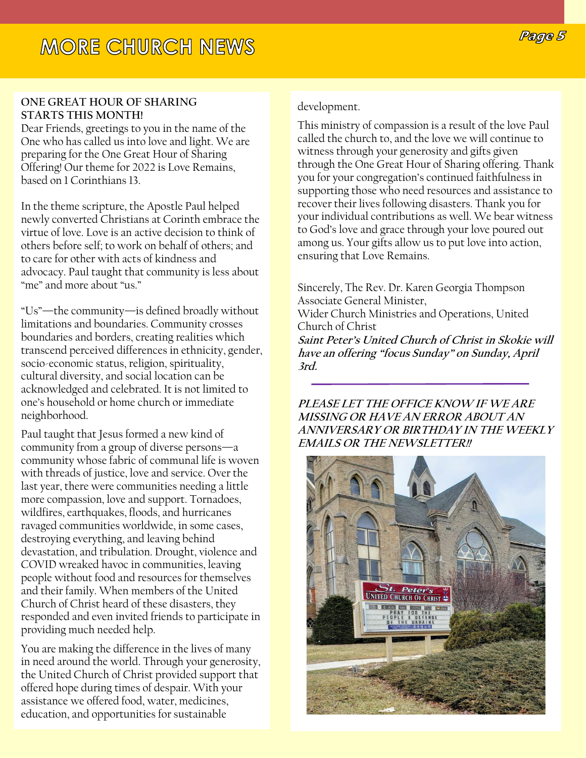# MORE CHURCH NEWS

**ONE GREAT HOUR OF SHARING STARTS THIS MONTH!**

Dear Friends, greetings to you in the name of the One who has called us into love and light. We are preparing for the One Great Hour of Sharing Offering! Our theme for 2022 is Love Remains, based on 1 Corinthians 13.

In the theme scripture, the Apostle Paul helped newly converted Christians at Corinth embrace the virtue of love. Love is an active decision to think of others before self; to work on behalf of others; and to care for other with acts of kindness and advocacy. Paul taught that community is less about "me" and more about "us."

"Us"—the community—is defined broadly without limitations and boundaries. Community crosses boundaries and borders, creating realities which transcend perceived differences in ethnicity, gender, socio-economic status, religion, spirituality, cultural diversity, and social location can be acknowledged and celebrated. It is not limited to one's household or home church or immediate neighborhood.

Paul taught that Jesus formed a new kind of community from a group of diverse persons—a community whose fabric of communal life is woven with threads of justice, love and service. Over the last year, there were communities needing a little more compassion, love and support. Tornadoes, wildfires, earthquakes, floods, and hurricanes ravaged communities worldwide, in some cases, destroying everything, and leaving behind devastation, and tribulation. Drought, violence and COVID wreaked havoc in communities, leaving people without food and resources for themselves and their family. When members of the United Church of Christ heard of these disasters, they responded and even invited friends to participate in providing much needed help.

You are making the difference in the lives of many in need around the world. Through your generosity, the United Church of Christ provided support that offered hope during times of despair. With your assistance we offered food, water, medicines, education, and opportunities for sustainable development.

This ministry of compassion is a result of the love Paul called the church to, and the love we will continue to witness through your generosity and gifts given through the One Great Hour of Sharing offering. Thank you for your congregation's continued faithfulness in supporting those who need resources and assistance to recover their lives following disasters. Thank you for your individual contributions as well. We bear witness to God's love and grace through your love poured out among us. Your gifts allow us to put love into action, ensuring that Love Remains.

Sincerely, The Rev. Dr. Karen Georgia Thompson
Associate General Minister,
Wider Church Ministries and Operations, United Church of Christ

***Saint Peter's United Church of Christ in Skokie will have an offering "focus Sunday" on Sunday, April 3rd.***

---

***PLEASE LET THE OFFICE KNOW IF WE ARE MISSING OR HAVE AN ERROR ABOUT AN ANNIVERSARY OR BIRTHDAY IN THE WEEKLY EMAILS OR THE NEWSLETTER!!***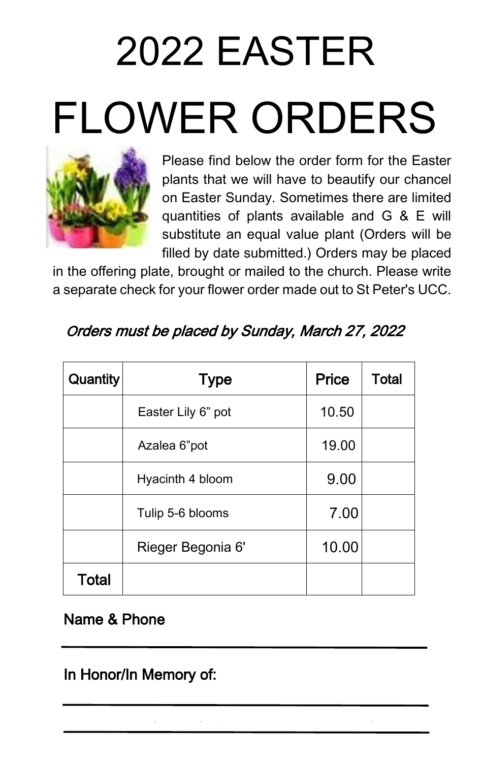# 2022 EASTER FLOWER ORDERS

Please find below the order form for the Easter plants that we will have to beautify our chancel on Easter Sunday. Sometimes there are limited quantities of plants available and G & E will substitute an equal value plant (Orders will be filled by date submitted.) Orders may be placed in the offering plate, brought or mailed to the church. Please write a separate check for your flower order made out to St Peter's UCC.

*Orders must be placed by Sunday, March 27, 2022*

| Quantity | Type | Price | Total |
|---|---|---|---|
| | Easter Lily 6" pot | 10.50 | |
| | Azalea 6"pot | 19.00 | |
| | Hyacinth 4 bloom | 9.00 | |
| | Tulip 5-6 blooms | 7.00 | |
| | Rieger Begonia 6' | 10.00 | |
| Total | | | |

Name & Phone

\_\_\_\_\_\_\_\_\_\_\_\_\_\_\_\_\_\_\_\_\_\_\_\_\_\_\_\_\_\_\_\_\_\_\_\_\_\_\_\_

In Honor/In Memory of:

\_\_\_\_\_\_\_\_\_\_\_\_\_\_\_\_\_\_\_\_\_\_\_\_\_\_\_\_\_\_\_\_\_\_\_\_\_\_\_\_

\_\_\_\_\_\_\_\_\_\_\_\_\_\_\_\_\_\_\_\_\_\_\_\_\_\_\_\_\_\_\_\_\_\_\_\_\_\_\_\_